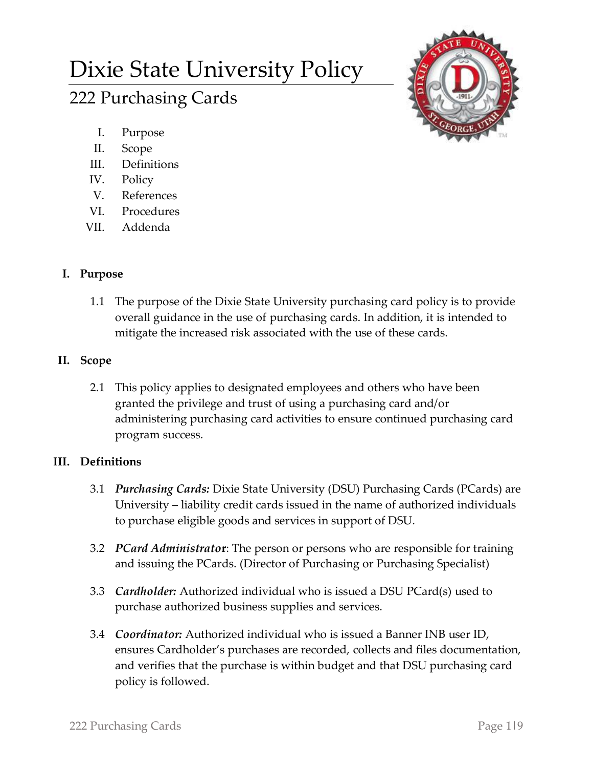# Dixie State University Policy

## 222 Purchasing Cards

I. Purpose
II. Scope
III. Definitions
IV. Policy
V. References
VI. Procedures
VII. Addenda

### I. Purpose

1.1 The purpose of the Dixie State University purchasing card policy is to provide overall guidance in the use of purchasing cards. In addition, it is intended to mitigate the increased risk associated with the use of these cards.

### II. Scope

2.1 This policy applies to designated employees and others who have been granted the privilege and trust of using a purchasing card and/or administering purchasing card activities to ensure continued purchasing card program success.

### III. Definitions

3.1 ***Purchasing Cards:*** Dixie State University (DSU) Purchasing Cards (PCards) are University – liability credit cards issued in the name of authorized individuals to purchase eligible goods and services in support of DSU.

3.2 ***PCard Administrator***: The person or persons who are responsible for training and issuing the PCards. (Director of Purchasing or Purchasing Specialist)

3.3 ***Cardholder:*** Authorized individual who is issued a DSU PCard(s) used to purchase authorized business supplies and services.

3.4 ***Coordinator:*** Authorized individual who is issued a Banner INB user ID, ensures Cardholder's purchases are recorded, collects and files documentation, and verifies that the purchase is within budget and that DSU purchasing card policy is followed.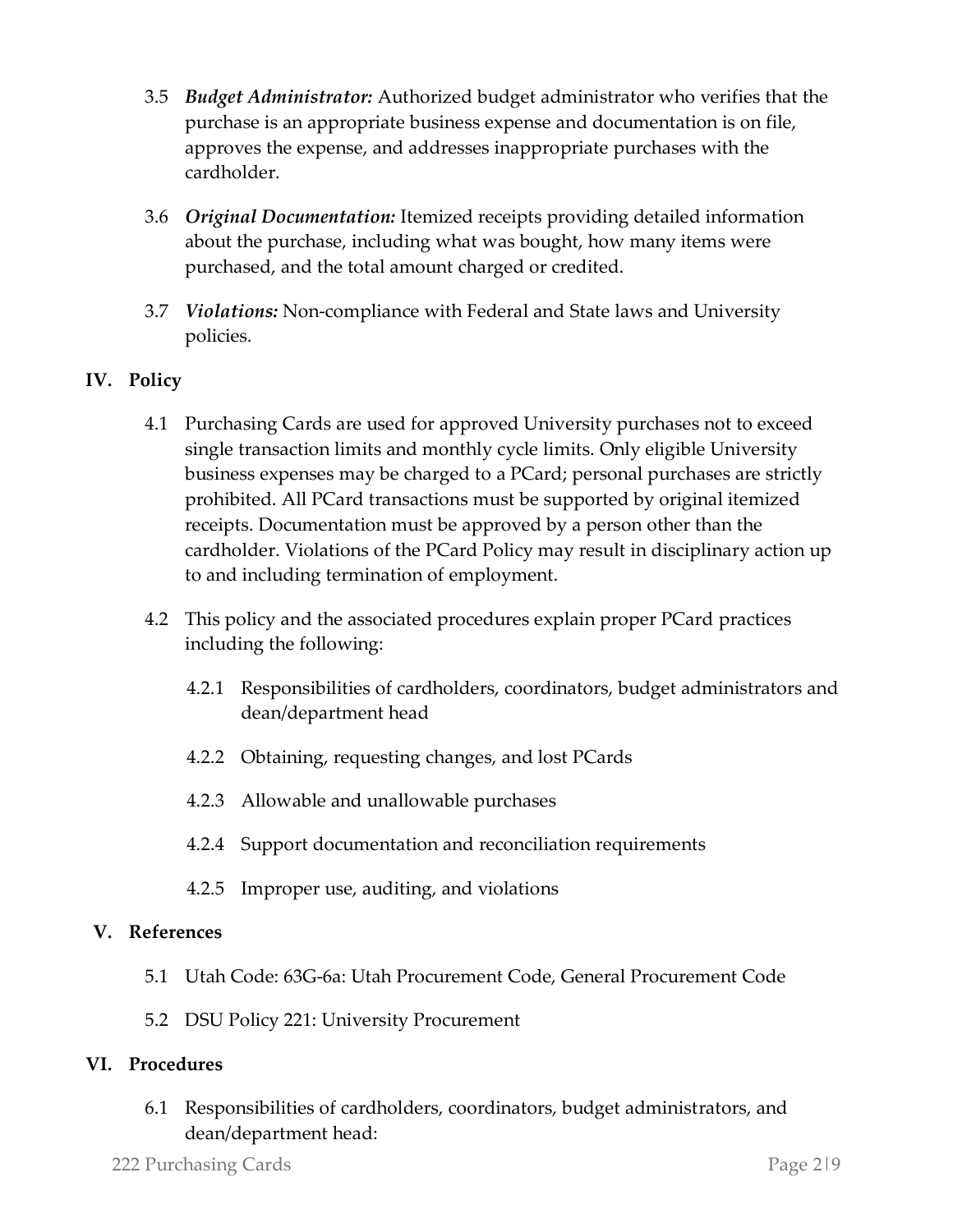3.5 ***Budget Administrator:*** Authorized budget administrator who verifies that the purchase is an appropriate business expense and documentation is on file, approves the expense, and addresses inappropriate purchases with the cardholder.

3.6 ***Original Documentation:*** Itemized receipts providing detailed information about the purchase, including what was bought, how many items were purchased, and the total amount charged or credited.

3.7 ***Violations:*** Non-compliance with Federal and State laws and University policies.

## IV. Policy

4.1 Purchasing Cards are used for approved University purchases not to exceed single transaction limits and monthly cycle limits. Only eligible University business expenses may be charged to a PCard; personal purchases are strictly prohibited. All PCard transactions must be supported by original itemized receipts. Documentation must be approved by a person other than the cardholder. Violations of the PCard Policy may result in disciplinary action up to and including termination of employment.

4.2 This policy and the associated procedures explain proper PCard practices including the following:

- 4.2.1 Responsibilities of cardholders, coordinators, budget administrators and dean/department head
- 4.2.2 Obtaining, requesting changes, and lost PCards
- 4.2.3 Allowable and unallowable purchases
- 4.2.4 Support documentation and reconciliation requirements
- 4.2.5 Improper use, auditing, and violations

## V. References

5.1 Utah Code: 63G-6a: Utah Procurement Code, General Procurement Code

5.2 DSU Policy 221: University Procurement

## VI. Procedures

6.1 Responsibilities of cardholders, coordinators, budget administrators, and dean/department head: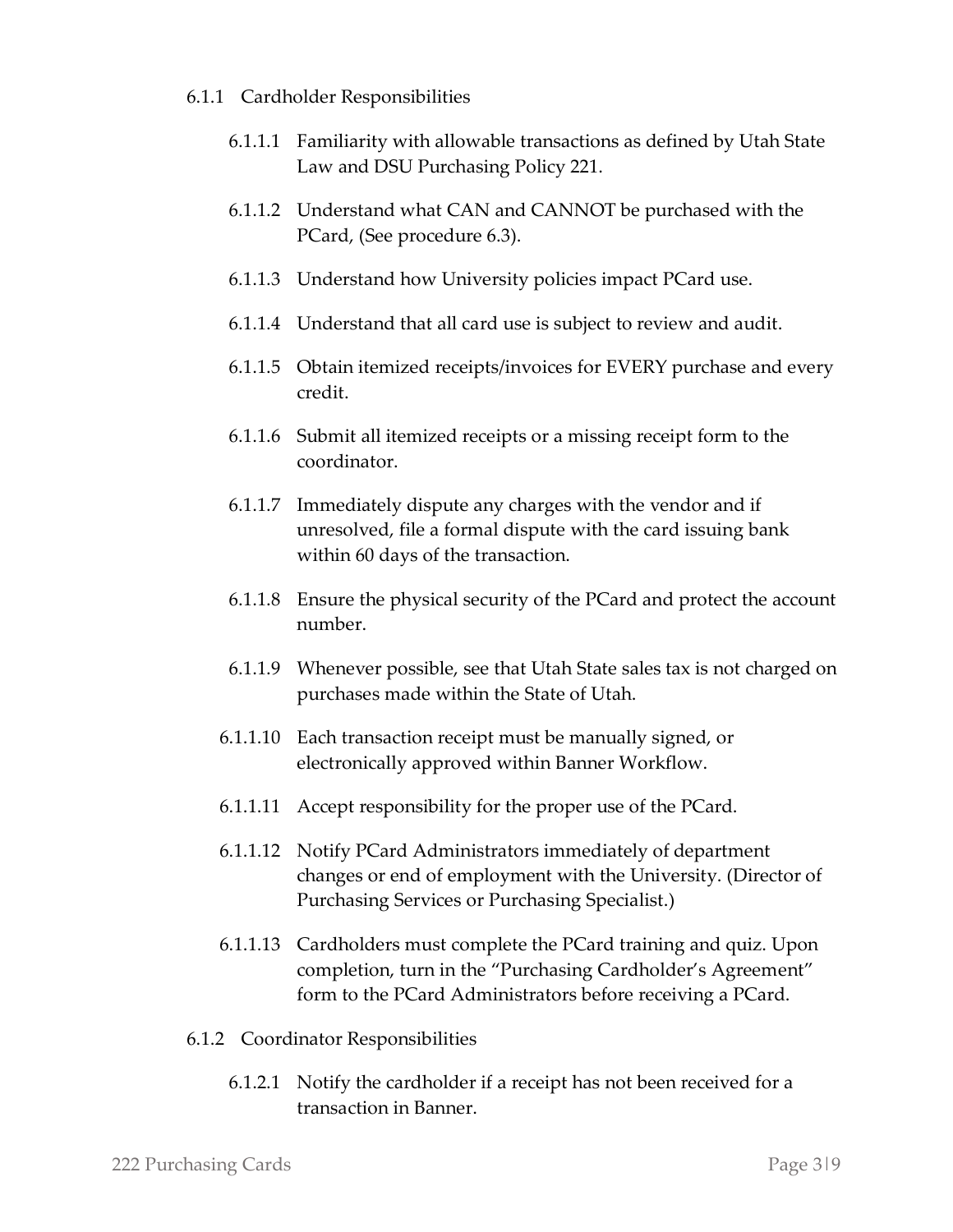6.1.1 Cardholder Responsibilities

- 6.1.1.1 Familiarity with allowable transactions as defined by Utah State Law and DSU Purchasing Policy 221.
- 6.1.1.2 Understand what CAN and CANNOT be purchased with the PCard, (See procedure 6.3).
- 6.1.1.3 Understand how University policies impact PCard use.
- 6.1.1.4 Understand that all card use is subject to review and audit.
- 6.1.1.5 Obtain itemized receipts/invoices for EVERY purchase and every credit.
- 6.1.1.6 Submit all itemized receipts or a missing receipt form to the coordinator.
- 6.1.1.7 Immediately dispute any charges with the vendor and if unresolved, file a formal dispute with the card issuing bank within 60 days of the transaction.
- 6.1.1.8 Ensure the physical security of the PCard and protect the account number.
- 6.1.1.9 Whenever possible, see that Utah State sales tax is not charged on purchases made within the State of Utah.
- 6.1.1.10 Each transaction receipt must be manually signed, or electronically approved within Banner Workflow.
- 6.1.1.11 Accept responsibility for the proper use of the PCard.
- 6.1.1.12 Notify PCard Administrators immediately of department changes or end of employment with the University. (Director of Purchasing Services or Purchasing Specialist.)
- 6.1.1.13 Cardholders must complete the PCard training and quiz. Upon completion, turn in the "Purchasing Cardholder's Agreement" form to the PCard Administrators before receiving a PCard.

6.1.2 Coordinator Responsibilities

- 6.1.2.1 Notify the cardholder if a receipt has not been received for a transaction in Banner.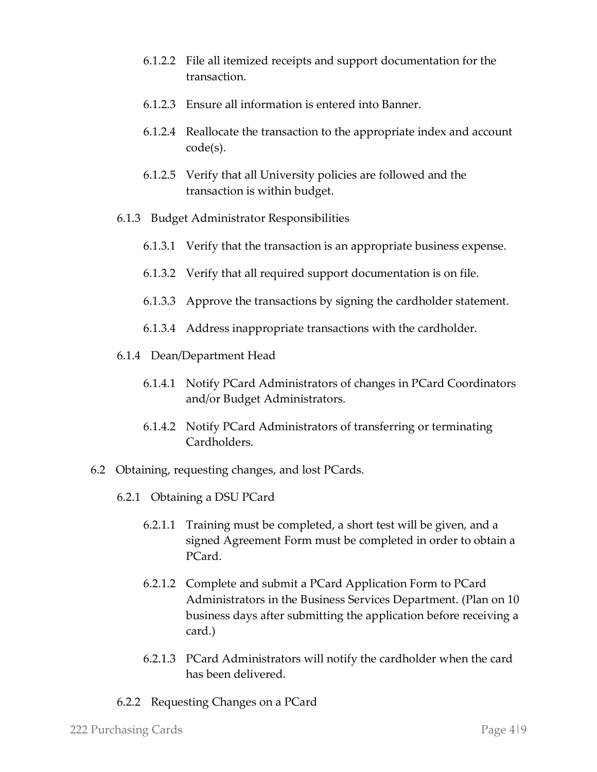6.1.2.2 File all itemized receipts and support documentation for the transaction.

6.1.2.3 Ensure all information is entered into Banner.

6.1.2.4 Reallocate the transaction to the appropriate index and account code(s).

6.1.2.5 Verify that all University policies are followed and the transaction is within budget.

6.1.3 Budget Administrator Responsibilities

6.1.3.1 Verify that the transaction is an appropriate business expense.

6.1.3.2 Verify that all required support documentation is on file.

6.1.3.3 Approve the transactions by signing the cardholder statement.

6.1.3.4 Address inappropriate transactions with the cardholder.

6.1.4 Dean/Department Head

6.1.4.1 Notify PCard Administrators of changes in PCard Coordinators and/or Budget Administrators.

6.1.4.2 Notify PCard Administrators of transferring or terminating Cardholders.

6.2 Obtaining, requesting changes, and lost PCards.

6.2.1 Obtaining a DSU PCard

6.2.1.1 Training must be completed, a short test will be given, and a signed Agreement Form must be completed in order to obtain a PCard.

6.2.1.2 Complete and submit a PCard Application Form to PCard Administrators in the Business Services Department. (Plan on 10 business days after submitting the application before receiving a card.)

6.2.1.3 PCard Administrators will notify the cardholder when the card has been delivered.

6.2.2 Requesting Changes on a PCard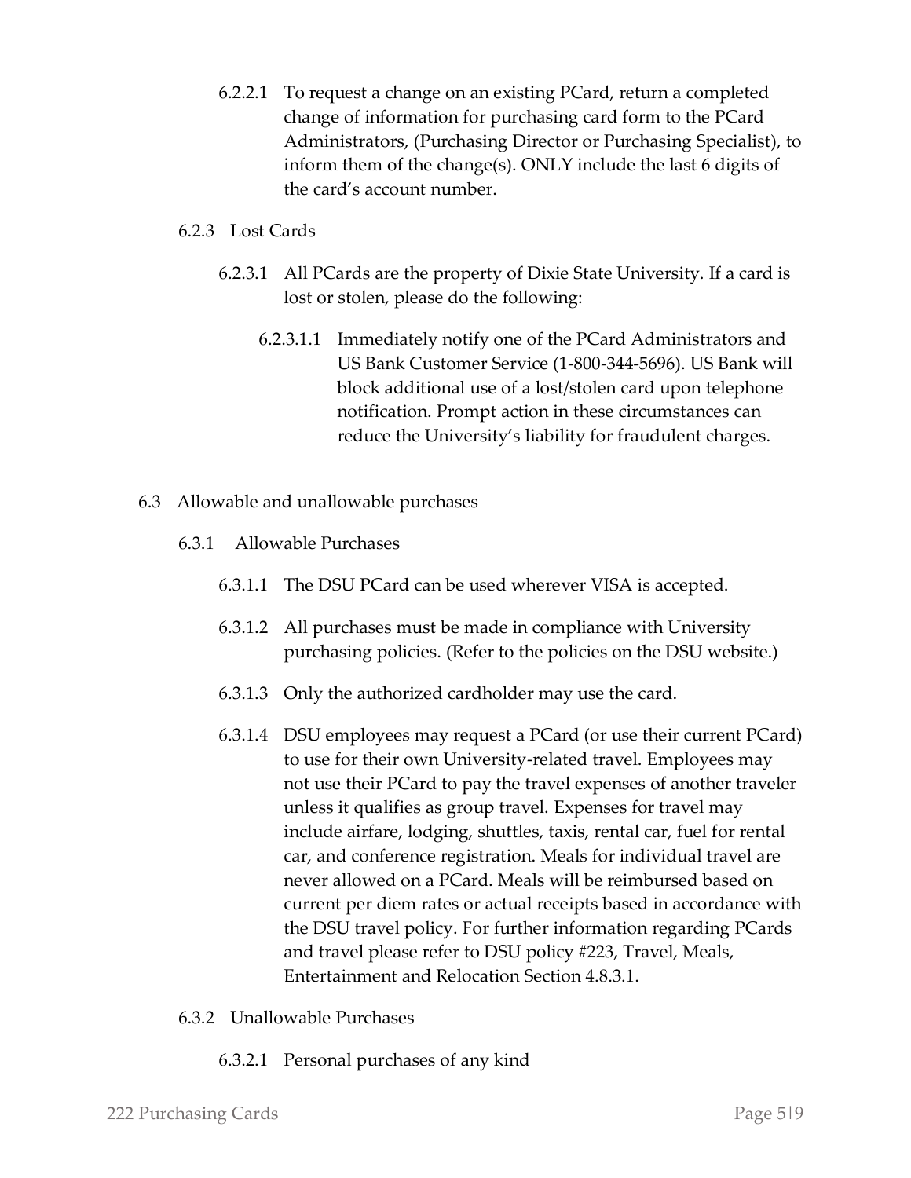6.2.2.1 To request a change on an existing PCard, return a completed change of information for purchasing card form to the PCard Administrators, (Purchasing Director or Purchasing Specialist), to inform them of the change(s). ONLY include the last 6 digits of the card's account number.

6.2.3 Lost Cards

6.2.3.1 All PCards are the property of Dixie State University. If a card is lost or stolen, please do the following:

6.2.3.1.1 Immediately notify one of the PCard Administrators and US Bank Customer Service (1-800-344-5696). US Bank will block additional use of a lost/stolen card upon telephone notification. Prompt action in these circumstances can reduce the University's liability for fraudulent charges.

6.3 Allowable and unallowable purchases

6.3.1 Allowable Purchases

6.3.1.1 The DSU PCard can be used wherever VISA is accepted.

6.3.1.2 All purchases must be made in compliance with University purchasing policies. (Refer to the policies on the DSU website.)

6.3.1.3 Only the authorized cardholder may use the card.

6.3.1.4 DSU employees may request a PCard (or use their current PCard) to use for their own University-related travel. Employees may not use their PCard to pay the travel expenses of another traveler unless it qualifies as group travel. Expenses for travel may include airfare, lodging, shuttles, taxis, rental car, fuel for rental car, and conference registration. Meals for individual travel are never allowed on a PCard. Meals will be reimbursed based on current per diem rates or actual receipts based in accordance with the DSU travel policy. For further information regarding PCards and travel please refer to DSU policy #223, Travel, Meals, Entertainment and Relocation Section 4.8.3.1.

6.3.2 Unallowable Purchases

6.3.2.1 Personal purchases of any kind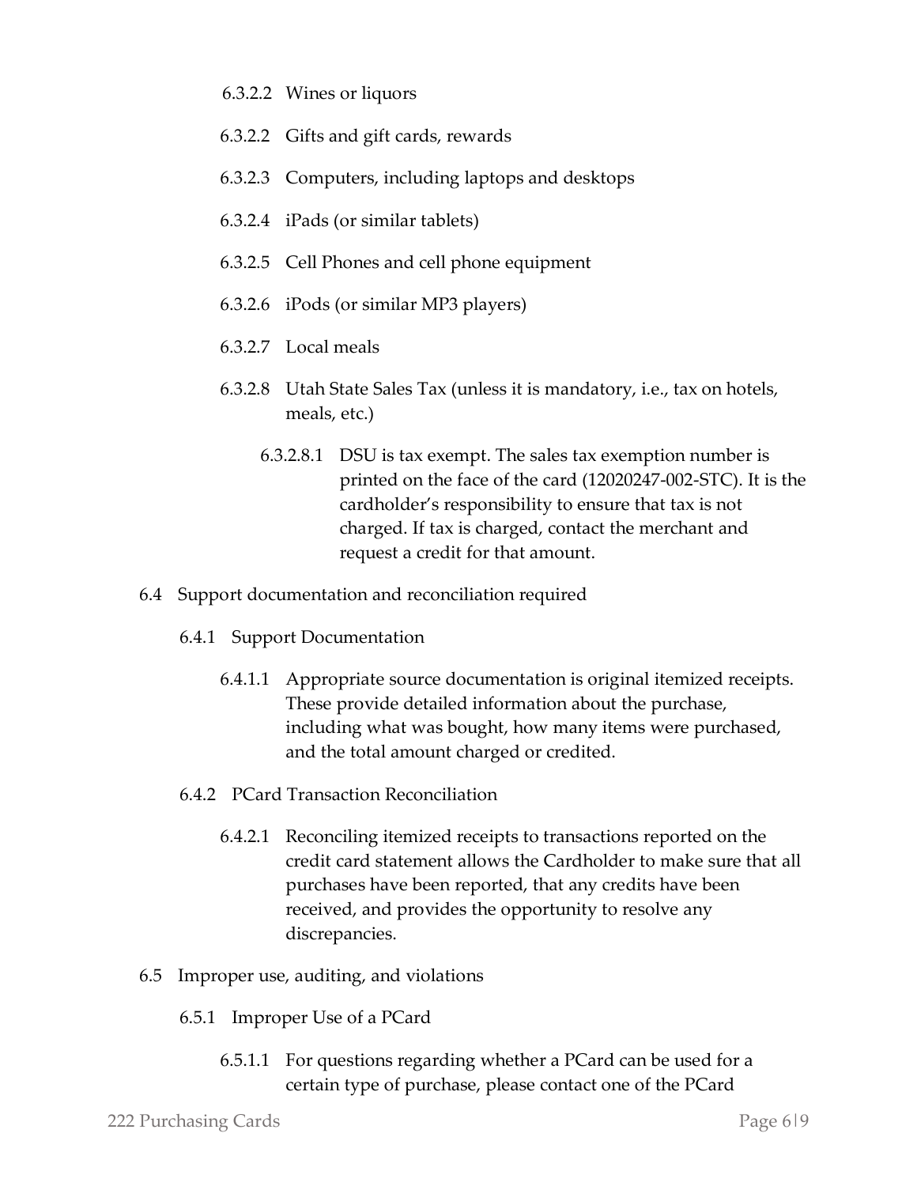6.3.2.2 Wines or liquors

6.3.2.2 Gifts and gift cards, rewards

6.3.2.3 Computers, including laptops and desktops

6.3.2.4 iPads (or similar tablets)

6.3.2.5 Cell Phones and cell phone equipment

6.3.2.6 iPods (or similar MP3 players)

6.3.2.7 Local meals

6.3.2.8 Utah State Sales Tax (unless it is mandatory, i.e., tax on hotels, meals, etc.)

6.3.2.8.1 DSU is tax exempt. The sales tax exemption number is printed on the face of the card (12020247-002-STC). It is the cardholder's responsibility to ensure that tax is not charged. If tax is charged, contact the merchant and request a credit for that amount.

6.4 Support documentation and reconciliation required

6.4.1 Support Documentation

6.4.1.1 Appropriate source documentation is original itemized receipts. These provide detailed information about the purchase, including what was bought, how many items were purchased, and the total amount charged or credited.

6.4.2 PCard Transaction Reconciliation

6.4.2.1 Reconciling itemized receipts to transactions reported on the credit card statement allows the Cardholder to make sure that all purchases have been reported, that any credits have been received, and provides the opportunity to resolve any discrepancies.

6.5 Improper use, auditing, and violations

6.5.1 Improper Use of a PCard

6.5.1.1 For questions regarding whether a PCard can be used for a certain type of purchase, please contact one of the PCard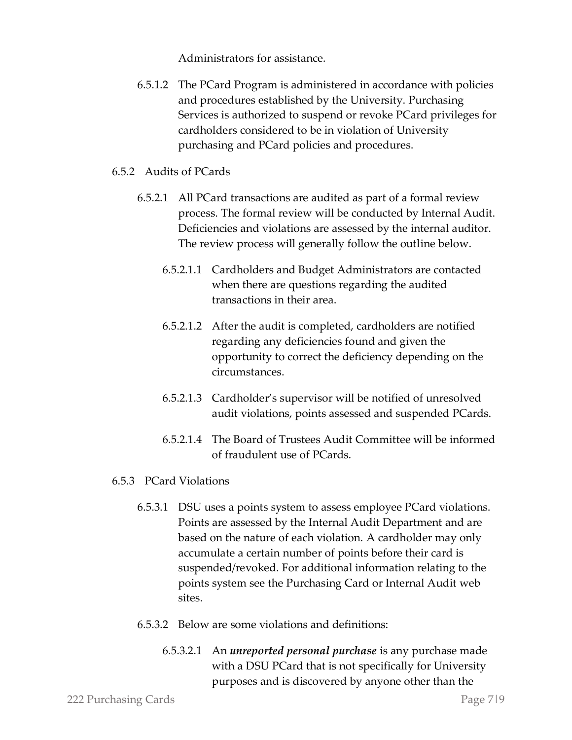Administrators for assistance.

6.5.1.2 The PCard Program is administered in accordance with policies and procedures established by the University. Purchasing Services is authorized to suspend or revoke PCard privileges for cardholders considered to be in violation of University purchasing and PCard policies and procedures.

6.5.2 Audits of PCards

6.5.2.1 All PCard transactions are audited as part of a formal review process. The formal review will be conducted by Internal Audit. Deficiencies and violations are assessed by the internal auditor. The review process will generally follow the outline below.

6.5.2.1.1 Cardholders and Budget Administrators are contacted when there are questions regarding the audited transactions in their area.

6.5.2.1.2 After the audit is completed, cardholders are notified regarding any deficiencies found and given the opportunity to correct the deficiency depending on the circumstances.

6.5.2.1.3 Cardholder's supervisor will be notified of unresolved audit violations, points assessed and suspended PCards.

6.5.2.1.4 The Board of Trustees Audit Committee will be informed of fraudulent use of PCards.

6.5.3 PCard Violations

6.5.3.1 DSU uses a points system to assess employee PCard violations. Points are assessed by the Internal Audit Department and are based on the nature of each violation. A cardholder may only accumulate a certain number of points before their card is suspended/revoked. For additional information relating to the points system see the Purchasing Card or Internal Audit web sites.

6.5.3.2 Below are some violations and definitions:

6.5.3.2.1 An ***unreported personal purchase*** is any purchase made with a DSU PCard that is not specifically for University purposes and is discovered by anyone other than the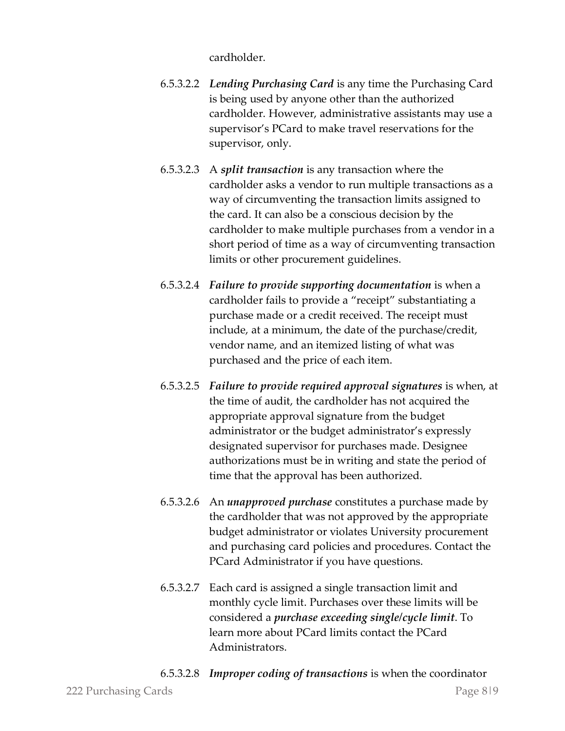cardholder.

6.5.3.2.2 *Lending Purchasing Card* is any time the Purchasing Card is being used by anyone other than the authorized cardholder. However, administrative assistants may use a supervisor's PCard to make travel reservations for the supervisor, only.

6.5.3.2.3 A ***split transaction*** is any transaction where the cardholder asks a vendor to run multiple transactions as a way of circumventing the transaction limits assigned to the card. It can also be a conscious decision by the cardholder to make multiple purchases from a vendor in a short period of time as a way of circumventing transaction limits or other procurement guidelines.

6.5.3.2.4 ***Failure to provide supporting documentation*** is when a cardholder fails to provide a "receipt" substantiating a purchase made or a credit received. The receipt must include, at a minimum, the date of the purchase/credit, vendor name, and an itemized listing of what was purchased and the price of each item.

6.5.3.2.5 ***Failure to provide required approval signatures*** is when, at the time of audit, the cardholder has not acquired the appropriate approval signature from the budget administrator or the budget administrator's expressly designated supervisor for purchases made. Designee authorizations must be in writing and state the period of time that the approval has been authorized.

6.5.3.2.6 An ***unapproved purchase*** constitutes a purchase made by the cardholder that was not approved by the appropriate budget administrator or violates University procurement and purchasing card policies and procedures. Contact the PCard Administrator if you have questions.

6.5.3.2.7 Each card is assigned a single transaction limit and monthly cycle limit. Purchases over these limits will be considered a ***purchase exceeding single/cycle limit***. To learn more about PCard limits contact the PCard Administrators.

6.5.3.2.8 ***Improper coding of transactions*** is when the coordinator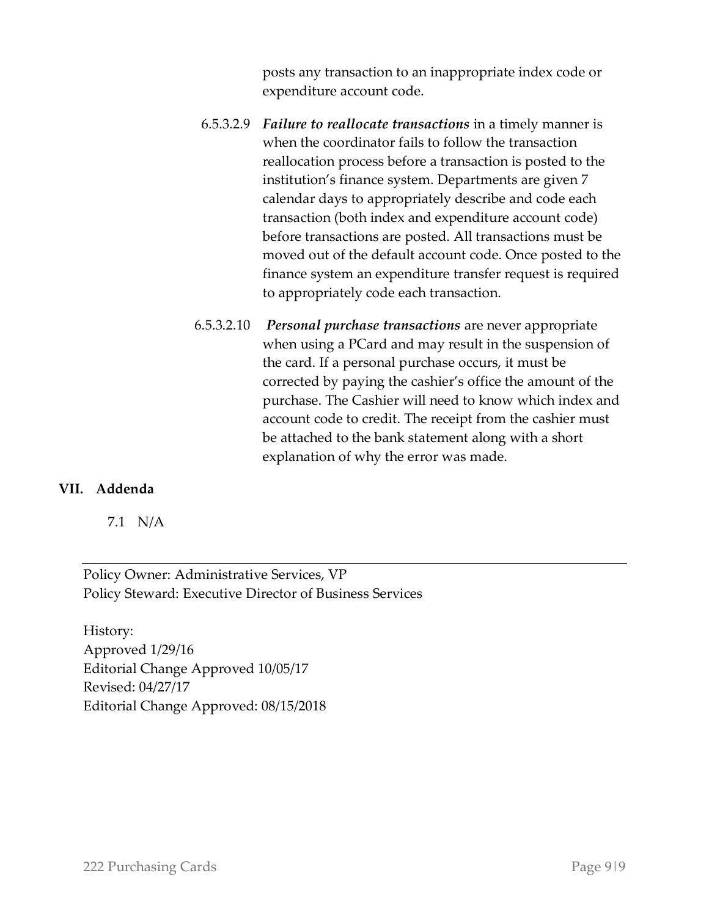posts any transaction to an inappropriate index code or expenditure account code.

6.5.3.2.9 ***Failure to reallocate transactions*** in a timely manner is when the coordinator fails to follow the transaction reallocation process before a transaction is posted to the institution's finance system. Departments are given 7 calendar days to appropriately describe and code each transaction (both index and expenditure account code) before transactions are posted. All transactions must be moved out of the default account code. Once posted to the finance system an expenditure transfer request is required to appropriately code each transaction.

6.5.3.2.10 ***Personal purchase transactions*** are never appropriate when using a PCard and may result in the suspension of the card. If a personal purchase occurs, it must be corrected by paying the cashier's office the amount of the purchase. The Cashier will need to know which index and account code to credit. The receipt from the cashier must be attached to the bank statement along with a short explanation of why the error was made.

## VII. Addenda

7.1 N/A

---

Policy Owner: Administrative Services, VP
Policy Steward: Executive Director of Business Services

History:
Approved 1/29/16
Editorial Change Approved 10/05/17
Revised: 04/27/17
Editorial Change Approved: 08/15/2018